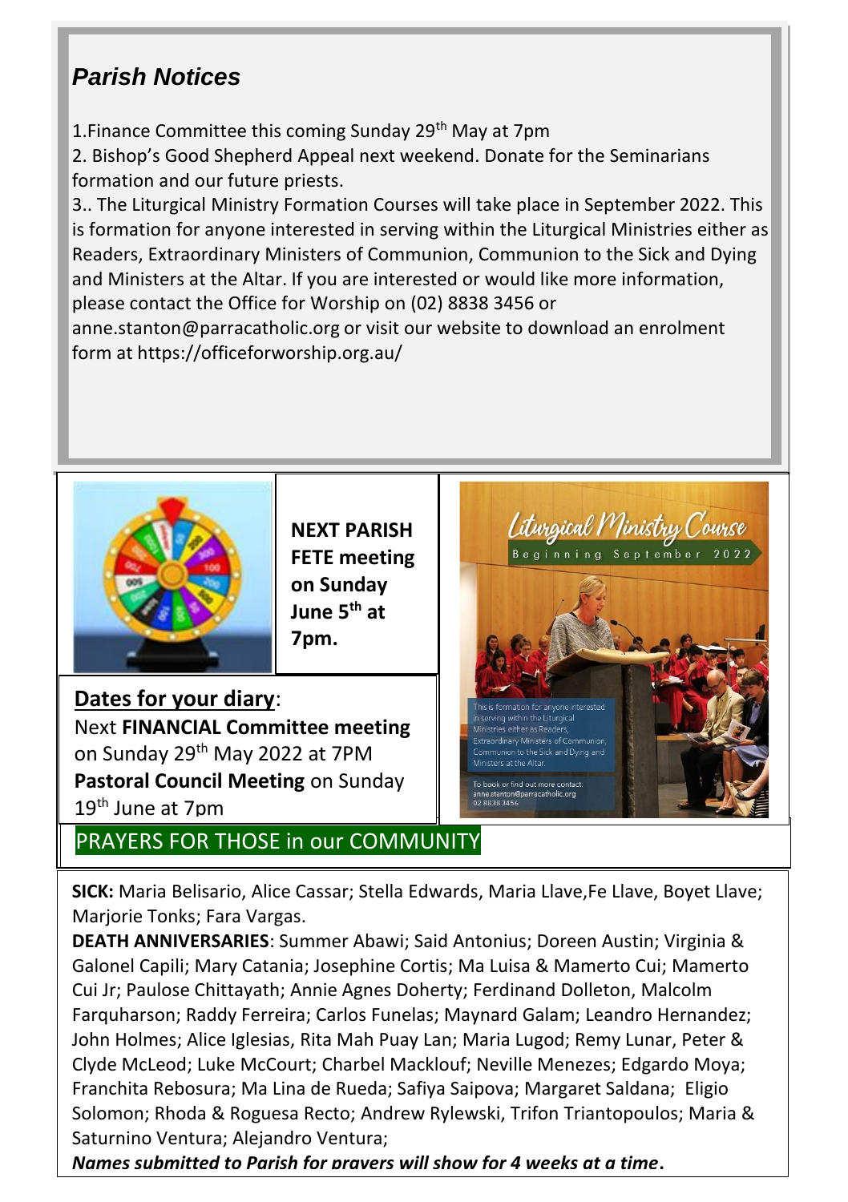## *Parish Notices*

1.Finance Committee this coming Sunday 29th May at 7pm
2. Bishop's Good Shepherd Appeal next weekend. Donate for the Seminarians formation and our future priests.
3.. The Liturgical Ministry Formation Courses will take place in September 2022. This is formation for anyone interested in serving within the Liturgical Ministries either as Readers, Extraordinary Ministers of Communion, Communion to the Sick and Dying and Ministers at the Altar. If you are interested or would like more information, please contact the Office for Worship on (02) 8838 3456 or anne.stanton@parracatholic.org or visit our website to download an enrolment form at https://officeforworship.org.au/

**NEXT PARISH FETE meeting on Sunday June 5th at 7pm.**

**Dates for your diary**:
Next **FINANCIAL Committee meeting** on Sunday 29th May 2022 at 7PM
**Pastoral Council Meeting** on Sunday 19th June at 7pm

Liturgical Ministry Course
Beginning September 2022

This is formation for anyone interested in serving within the Liturgical Ministries either as Readers, Extraordinary Ministers of Communion, Communion to the Sick and Dying and Ministers at the Altar.

To book or find out more contact: anne.stanton@parracatholic.org 02 8838 3456

## PRAYERS FOR THOSE in our COMMUNITY

**SICK:** Maria Belisario, Alice Cassar; Stella Edwards, Maria Llave,Fe Llave, Boyet Llave; Marjorie Tonks; Fara Vargas.

**DEATH ANNIVERSARIES**: Summer Abawi; Said Antonius; Doreen Austin; Virginia & Galonel Capili; Mary Catania; Josephine Cortis; Ma Luisa & Mamerto Cui; Mamerto Cui Jr; Paulose Chittayath; Annie Agnes Doherty; Ferdinand Dolleton, Malcolm Farquharson; Raddy Ferreira; Carlos Funelas; Maynard Galam; Leandro Hernandez; John Holmes; Alice Iglesias, Rita Mah Puay Lan; Maria Lugod; Remy Lunar, Peter & Clyde McLeod; Luke McCourt; Charbel Macklouf; Neville Menezes; Edgardo Moya; Franchita Rebosura; Ma Lina de Rueda; Safiya Saipova; Margaret Saldana; Eligio Solomon; Rhoda & Roguesa Recto; Andrew Rylewski, Trifon Triantopoulos; Maria & Saturnino Ventura; Alejandro Ventura;

***Names submitted to Parish for prayers will show for 4 weeks at a time.***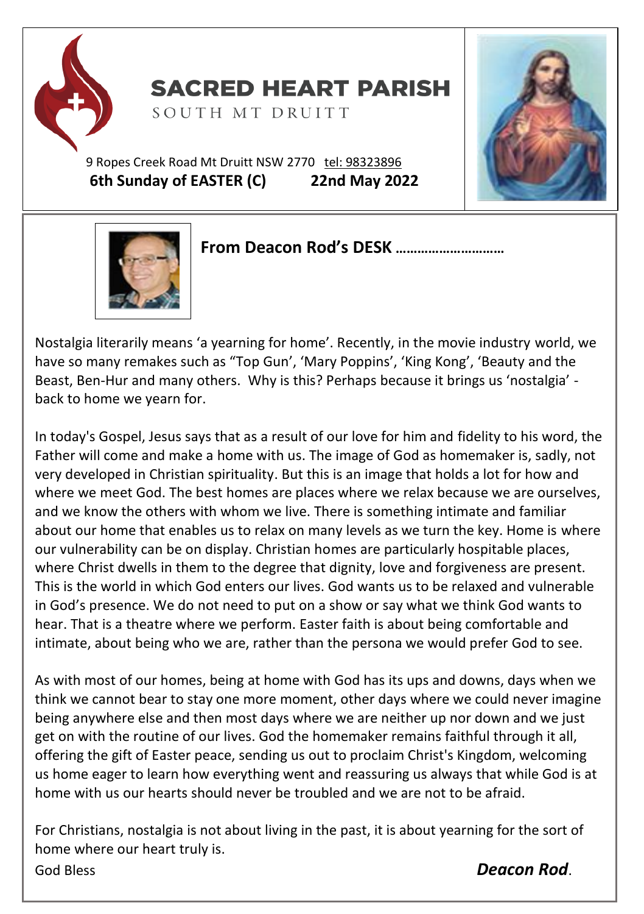# SACRED HEART PARISH

SOUTH MT DRUITT

9 Ropes Creek Road Mt Druitt NSW 2770 tel: 98323896

**6th Sunday of EASTER (C)** **22nd May 2022**

## From Deacon Rod's DESK ………………………

Nostalgia literarily means 'a yearning for home'. Recently, in the movie industry world, we have so many remakes such as "Top Gun', 'Mary Poppins', 'King Kong', 'Beauty and the Beast, Ben-Hur and many others. Why is this? Perhaps because it brings us 'nostalgia' - back to home we yearn for.

In today's Gospel, Jesus says that as a result of our love for him and fidelity to his word, the Father will come and make a home with us. The image of God as homemaker is, sadly, not very developed in Christian spirituality. But this is an image that holds a lot for how and where we meet God. The best homes are places where we relax because we are ourselves, and we know the others with whom we live. There is something intimate and familiar about our home that enables us to relax on many levels as we turn the key. Home is where our vulnerability can be on display. Christian homes are particularly hospitable places, where Christ dwells in them to the degree that dignity, love and forgiveness are present. This is the world in which God enters our lives. God wants us to be relaxed and vulnerable in God's presence. We do not need to put on a show or say what we think God wants to hear. That is a theatre where we perform. Easter faith is about being comfortable and intimate, about being who we are, rather than the persona we would prefer God to see.

As with most of our homes, being at home with God has its ups and downs, days when we think we cannot bear to stay one more moment, other days where we could never imagine being anywhere else and then most days where we are neither up nor down and we just get on with the routine of our lives. God the homemaker remains faithful through it all, offering the gift of Easter peace, sending us out to proclaim Christ's Kingdom, welcoming us home eager to learn how everything went and reassuring us always that while God is at home with us our hearts should never be troubled and we are not to be afraid.

For Christians, nostalgia is not about living in the past, it is about yearning for the sort of home where our heart truly is.

God Bless

***Deacon Rod***.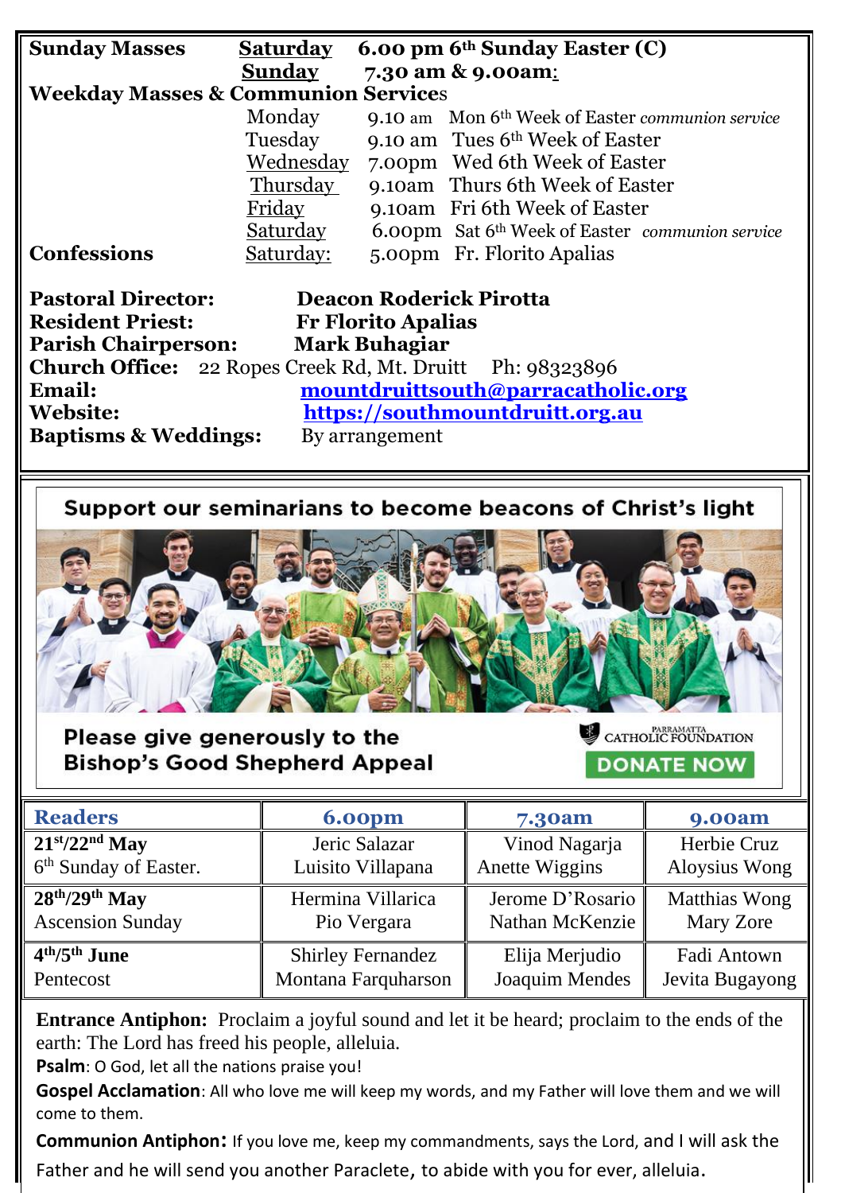| **Sunday Masses** | **Saturday** | **6.00 pm 6th Sunday Easter (C)** |
|---|---|---|
| | **Sunday** | **7.30 am & 9.00am:** |
| **Weekday Masses & Communion Services** | | |
| | Monday | 9.10 am Mon 6th Week of Easter *communion service* |
| | Tuesday | 9.10 am Tues 6th Week of Easter |
| | Wednesday | 7.00pm Wed 6th Week of Easter |
| | Thursday | 9.10am Thurs 6th Week of Easter |
| | Friday | 9.10am Fri 6th Week of Easter |
| | Saturday | 6.00pm Sat 6th Week of Easter *communion service* |
| **Confessions** | Saturday: | 5.00pm Fr. Florito Apalias |

**Pastoral Director:** **Deacon Roderick Pirotta**
**Resident Priest:** **Fr Florito Apalias**
**Parish Chairperson:** **Mark Buhagiar**
**Church Office:** 22 Ropes Creek Rd, Mt. Druitt Ph: 98323896
**Email:** mountdruittsouth@parracatholic.org
**Website:** https://southmountdruitt.org.au
**Baptisms & Weddings:** By arrangement

**Support our seminarians to become beacons of Christ's light**

**Please give generously to the Bishop's Good Shepherd Appeal**

PARRAMATTA CATHOLIC FOUNDATION

DONATE NOW

| **Readers** | **6.00pm** | **7.30am** | **9.00am** |
|---|---|---|---|
| **21st/22nd May** 6th Sunday of Easter. | Jeric Salazar Luisito Villapana | Vinod Nagarja Anette Wiggins | Herbie Cruz Aloysius Wong |
| **28th/29th May** Ascension Sunday | Hermina Villarica Pio Vergara | Jerome D'Rosario Nathan McKenzie | Matthias Wong Mary Zore |
| **4th/5th June** Pentecost | Shirley Fernandez Montana Farquharson | Elija Merjudio Joaquim Mendes | Fadi Antown Jevita Bugayong |

**Entrance Antiphon:** Proclaim a joyful sound and let it be heard; proclaim to the ends of the earth: The Lord has freed his people, alleluia.

**Psalm**: O God, let all the nations praise you!

**Gospel Acclamation**: All who love me will keep my words, and my Father will love them and we will come to them.

**Communion Antiphon:** If you love me, keep my commandments, says the Lord, and I will ask the Father and he will send you another Paraclete, to abide with you for ever, alleluia.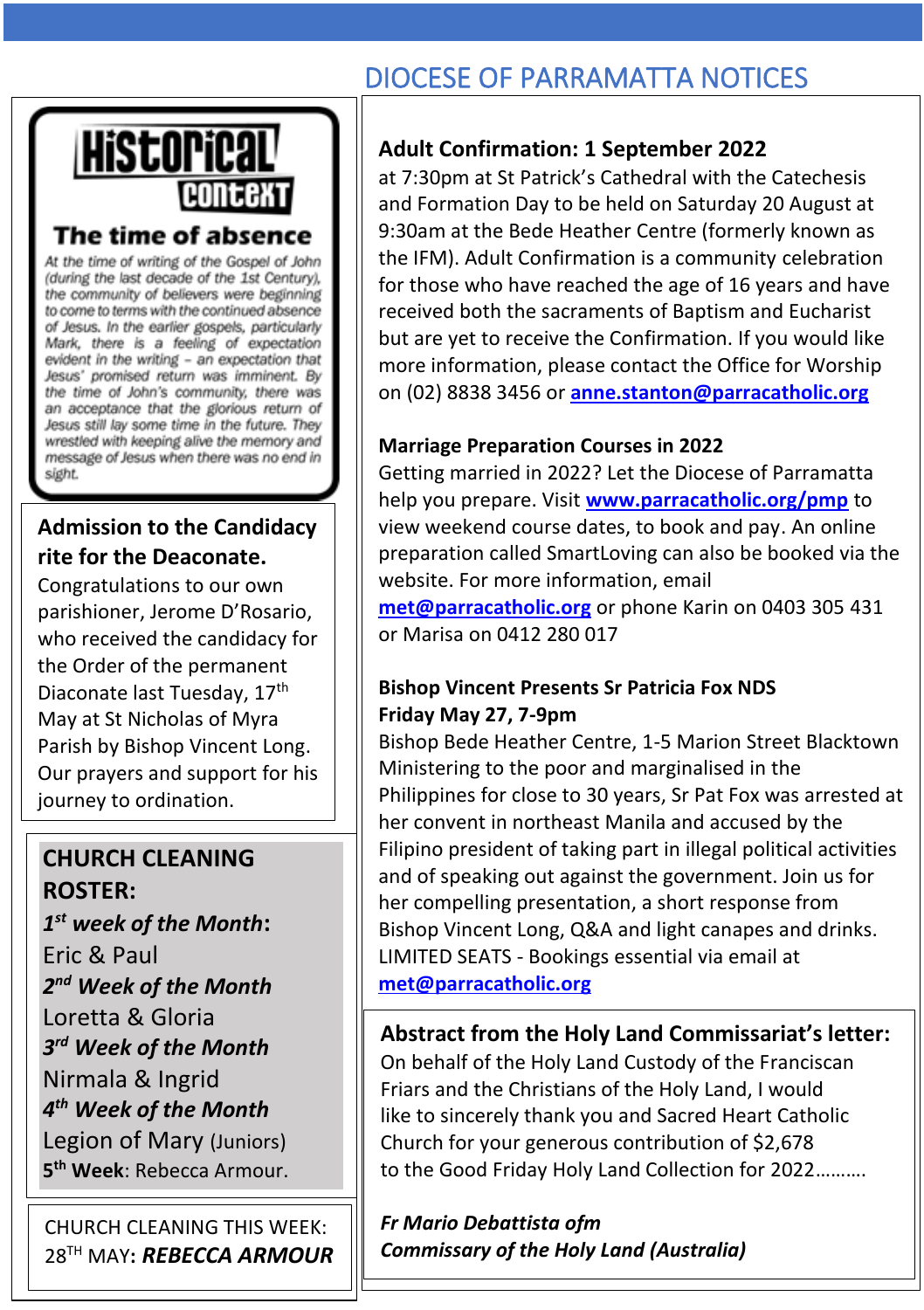# DIOCESE OF PARRAMATTA NOTICES

## Historical context

### The time of absence

At the time of writing of the Gospel of John (during the last decade of the 1st Century), the community of believers were beginning to come to terms with the continued absence of Jesus. In the earlier gospels, particularly Mark, there is a feeling of expectation evident in the writing – an expectation that Jesus' promised return was imminent. By the time of John's community, there was an acceptance that the glorious return of Jesus still lay some time in the future. They wrestled with keeping alive the memory and message of Jesus when there was no end in sight.

## Admission to the Candidacy rite for the Deaconate.

Congratulations to our own parishioner, Jerome D'Rosario, who received the candidacy for the Order of the permanent Diaconate last Tuesday, 17th May at St Nicholas of Myra Parish by Bishop Vincent Long. Our prayers and support for his journey to ordination.

## CHURCH CLEANING ROSTER:

***1st week of the Month*:**
Eric & Paul

***2nd Week of the Month***
Loretta & Gloria

***3rd Week of the Month***
Nirmala & Ingrid

***4th Week of the Month***
Legion of Mary (Juniors)

**5th Week**: Rebecca Armour.

CHURCH CLEANING THIS WEEK: 28TH MAY: ***REBECCA ARMOUR***

## Adult Confirmation: 1 September 2022

at 7:30pm at St Patrick's Cathedral with the Catechesis and Formation Day to be held on Saturday 20 August at 9:30am at the Bede Heather Centre (formerly known as the IFM). Adult Confirmation is a community celebration for those who have reached the age of 16 years and have received both the sacraments of Baptism and Eucharist but are yet to receive the Confirmation. If you would like more information, please contact the Office for Worship on (02) 8838 3456 or **anne.stanton@parracatholic.org**

## Marriage Preparation Courses in 2022

Getting married in 2022? Let the Diocese of Parramatta help you prepare. Visit **www.parracatholic.org/pmp** to view weekend course dates, to book and pay. An online preparation called SmartLoving can also be booked via the website. For more information, email **met@parracatholic.org** or phone Karin on 0403 305 431 or Marisa on 0412 280 017

## Bishop Vincent Presents Sr Patricia Fox NDS
**Friday May 27, 7-9pm**

Bishop Bede Heather Centre, 1-5 Marion Street Blacktown Ministering to the poor and marginalised in the Philippines for close to 30 years, Sr Pat Fox was arrested at her convent in northeast Manila and accused by the Filipino president of taking part in illegal political activities and of speaking out against the government. Join us for her compelling presentation, a short response from Bishop Vincent Long, Q&A and light canapes and drinks. LIMITED SEATS - Bookings essential via email at **met@parracatholic.org**

## Abstract from the Holy Land Commissariat's letter:

On behalf of the Holy Land Custody of the Franciscan Friars and the Christians of the Holy Land, I would like to sincerely thank you and Sacred Heart Catholic Church for your generous contribution of $2,678 to the Good Friday Holy Land Collection for 2022……….

***Fr Mario Debattista ofm***
***Commissary of the Holy Land (Australia)***